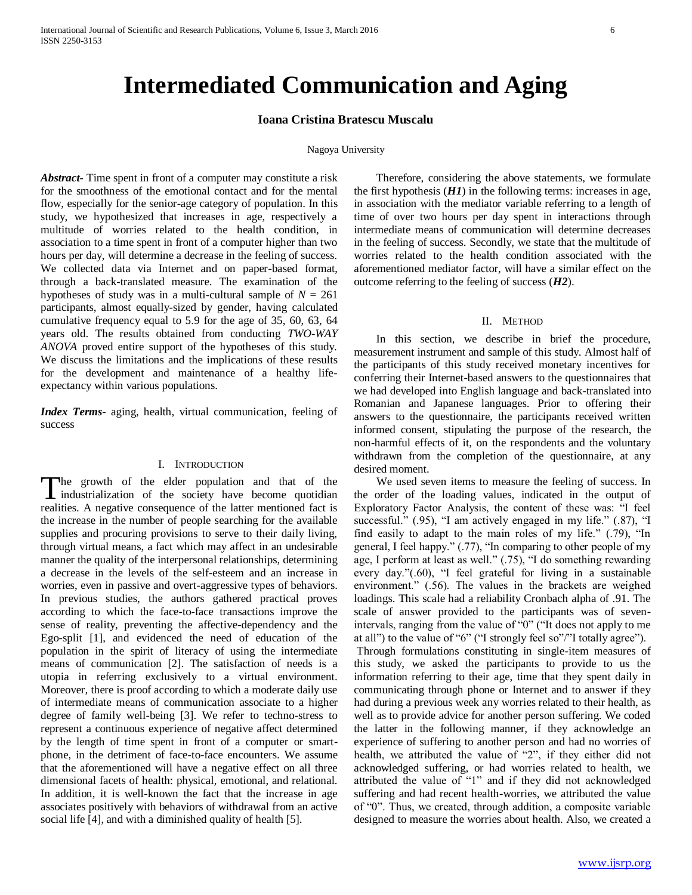# Intermediated Communication and Aging

**Ioana Cristina Bratescu Muscalu**

Nagoya University

***Abstract***- Time spent in front of a computer may constitute a risk for the smoothness of the emotional contact and for the mental flow, especially for the senior-age category of population. In this study, we hypothesized that increases in age, respectively a multitude of worries related to the health condition, in association to a time spent in front of a computer higher than two hours per day, will determine a decrease in the feeling of success. We collected data via Internet and on paper-based format, through a back-translated measure. The examination of the hypotheses of study was in a multi-cultural sample of $N$ = 261 participants, almost equally-sized by gender, having calculated cumulative frequency equal to 5.9 for the age of 35, 60, 63, 64 years old. The results obtained from conducting *TWO-WAY ANOVA* proved entire support of the hypotheses of this study. We discuss the limitations and the implications of these results for the development and maintenance of a healthy life-expectancy within various populations.

***Index Terms***- aging, health, virtual communication, feeling of success

## I. Introduction

The growth of the elder population and that of the industrialization of the society have become quotidian realities. A negative consequence of the latter mentioned fact is the increase in the number of people searching for the available supplies and procuring provisions to serve to their daily living, through virtual means, a fact which may affect in an undesirable manner the quality of the interpersonal relationships, determining a decrease in the levels of the self-esteem and an increase in worries, even in passive and overt-aggressive types of behaviors. In previous studies, the authors gathered practical proves according to which the face-to-face transactions improve the sense of reality, preventing the affective-dependency and the Ego-split [1], and evidenced the need of education of the population in the spirit of literacy of using the intermediate means of communication [2]. The satisfaction of needs is a utopia in referring exclusively to a virtual environment. Moreover, there is proof according to which a moderate daily use of intermediate means of communication associate to a higher degree of family well-being [3]. We refer to techno-stress to represent a continuous experience of negative affect determined by the length of time spent in front of a computer or smart-phone, in the detriment of face-to-face encounters. We assume that the aforementioned will have a negative effect on all three dimensional facets of health: physical, emotional, and relational. In addition, it is well-known the fact that the increase in age associates positively with behaviors of withdrawal from an active social life [4], and with a diminished quality of health [5].

Therefore, considering the above statements, we formulate the first hypothesis (***H1***) in the following terms: increases in age, in association with the mediator variable referring to a length of time of over two hours per day spent in interactions through intermediate means of communication will determine decreases in the feeling of success. Secondly, we state that the multitude of worries related to the health condition associated with the aforementioned mediator factor, will have a similar effect on the outcome referring to the feeling of success (***H2***).

## II. Method

In this section, we describe in brief the procedure, measurement instrument and sample of this study. Almost half of the participants of this study received monetary incentives for conferring their Internet-based answers to the questionnaires that we had developed into English language and back-translated into Romanian and Japanese languages. Prior to offering their answers to the questionnaire, the participants received written informed consent, stipulating the purpose of the research, the non-harmful effects of it, on the respondents and the voluntary withdrawn from the completion of the questionnaire, at any desired moment.

We used seven items to measure the feeling of success. In the order of the loading values, indicated in the output of Exploratory Factor Analysis, the content of these was: "I feel successful." (.95), "I am actively engaged in my life." (.87), "I find easily to adapt to the main roles of my life." (.79), "In general, I feel happy." (.77), "In comparing to other people of my age, I perform at least as well." (.75), "I do something rewarding every day."(.60), "I feel grateful for living in a sustainable environment." (.56). The values in the brackets are weighed loadings. This scale had a reliability Cronbach alpha of .91. The scale of answer provided to the participants was of seven-intervals, ranging from the value of "0" ("It does not apply to me at all") to the value of "6" ("I strongly feel so"/"I totally agree").

Through formulations constituting in single-item measures of this study, we asked the participants to provide to us the information referring to their age, time that they spent daily in communicating through phone or Internet and to answer if they had during a previous week any worries related to their health, as well as to provide advice for another person suffering. We coded the latter in the following manner, if they acknowledge an experience of suffering to another person and had no worries of health, we attributed the value of "2", if they either did not acknowledged suffering, or had worries related to health, we attributed the value of "1" and if they did not acknowledged suffering and had recent health-worries, we attributed the value of "0". Thus, we created, through addition, a composite variable designed to measure the worries about health. Also, we created a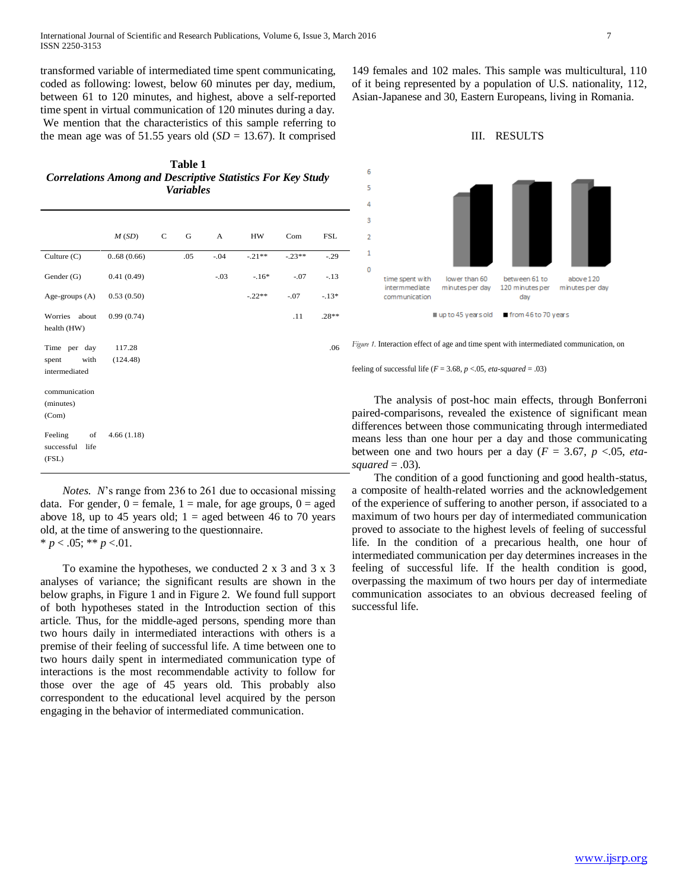transformed variable of intermediated time spent communicating, coded as following: lowest, below 60 minutes per day, medium, between 61 to 120 minutes, and highest, above a self-reported time spent in virtual communication of 120 minutes during a day. We mention that the characteristics of this sample referring to the mean age was of 51.55 years old (*SD* = 13.67). It comprised 149 females and 102 males. This sample was multicultural, 110 of it being represented by a population of U.S. nationality, 112, Asian-Japanese and 30, Eastern Europeans, living in Romania.

**Table 1**
***Correlations Among and Descriptive Statistics For Key Study Variables***

| | *M* (*SD*) | C | G | A | HW | Com | FSL |
|---|---|---|---|---|---|---|---|
| Culture (C) | 0..68 (0.66) | | .05 | -.04 | -.21** | -.23** | -.29 |
| Gender (G) | 0.41 (0.49) | | | -.03 | -.16* | -.07 | -.13 |
| Age-groups (A) | 0.53 (0.50) | | | | -.22** | -.07 | -.13* |
| Worries about health (HW) | 0.99 (0.74) | | | | | .11 | .28** |
| Time per day spent with intermediated communication (minutes) (Com) | 117.28 (124.48) | | | | | | .06 |
| Feeling of successful life (FSL) | 4.66 (1.18) | | | | | | |

*Notes.* *N*'s range from 236 to 261 due to occasional missing data. For gender, 0 = female, 1 = male, for age groups, 0 = aged above 18, up to 45 years old; 1 = aged between 46 to 70 years old, at the time of answering to the questionnaire.
* $p < .05$; ** $p < .01$.

To examine the hypotheses, we conducted 2 x 3 and 3 x 3 analyses of variance; the significant results are shown in the below graphs, in Figure 1 and in Figure 2. We found full support of both hypotheses stated in the Introduction section of this article. Thus, for the middle-aged persons, spending more than two hours daily in intermediated interactions with others is a premise of their feeling of successful life. A time between one to two hours daily spent in intermediated communication type of interactions is the most recommendable activity to follow for those over the age of 45 years old. This probably also correspondent to the educational level acquired by the person engaging in the behavior of intermediated communication.

## III. RESULTS

*Figure 1.* Interaction effect of age and time spent with intermediated communication, on feeling of successful life ($F = 3.68$, $p < .05$, *eta-squared* = .03)

The analysis of post-hoc main effects, through Bonferroni paired-comparisons, revealed the existence of significant mean differences between those communicating through intermediated means less than one hour per a day and those communicating between one and two hours per a day ($F = 3.67$, $p < .05$, *eta-squared* = .03).

The condition of a good functioning and good health-status, a composite of health-related worries and the acknowledgement of the experience of suffering to another person, if associated to a maximum of two hours per day of intermediated communication proved to associate to the highest levels of feeling of successful life. In the condition of a precarious health, one hour of intermediated communication per day determines increases in the feeling of successful life. If the health condition is good, overpassing the maximum of two hours per day of intermediate communication associates to an obvious decreased feeling of successful life.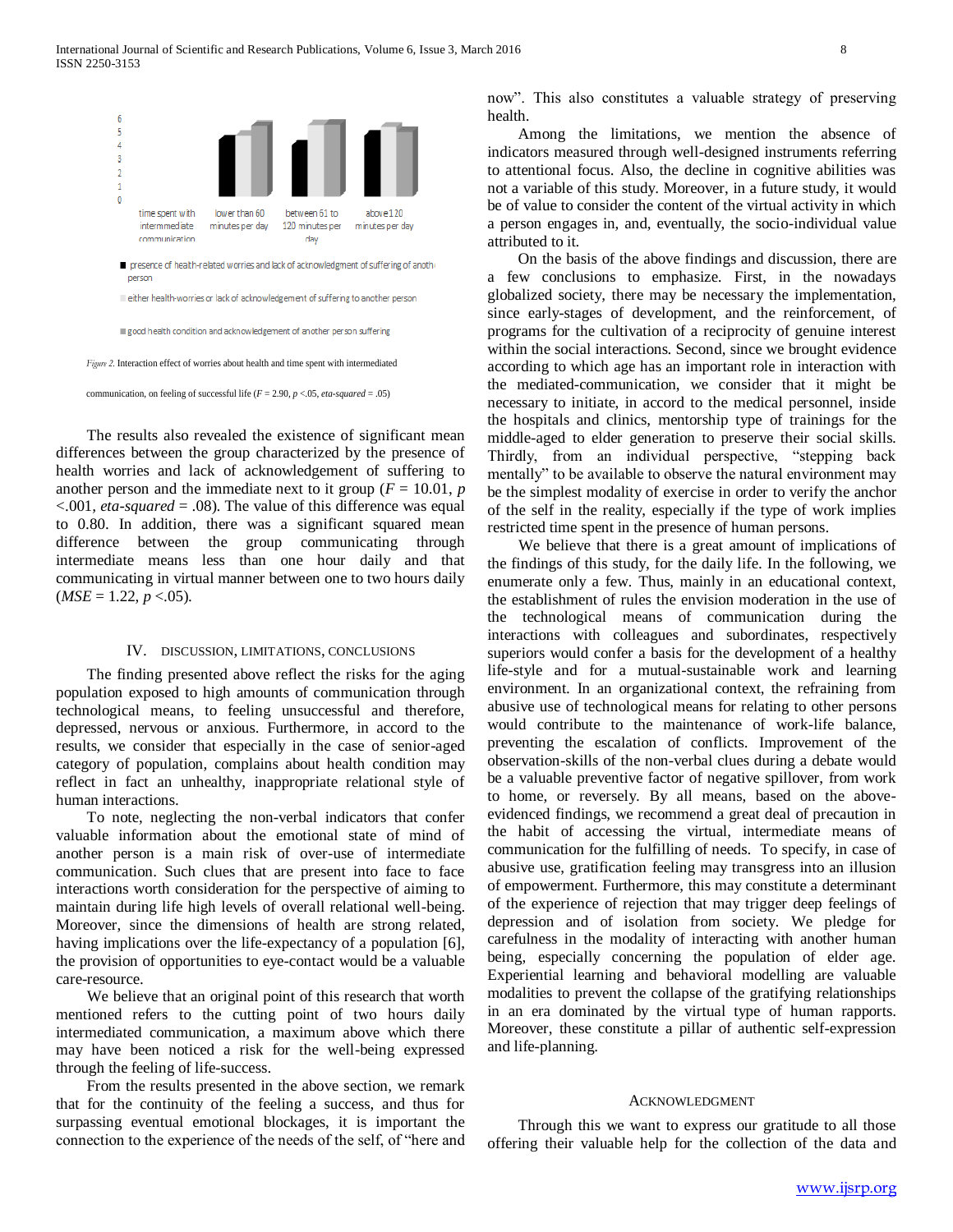6
5
4
3
2
1
0

time spent with intermediate communication | lower than 60 minutes per day | between 61 to 120 minutes per day | above 120 minutes per day

■ presence of health-related worries and lack of acknowledgment of suffering of another person

■ either health-worries or lack of acknowledgement of suffering to another person

■ good health condition and acknowledgement of another person suffering

*Figure 2.* Interaction effect of worries about health and time spent with intermediated communication, on feeling of successful life ($F$ = 2.90, $p$ <.05, *eta-squared* = .05)

The results also revealed the existence of significant mean differences between the group characterized by the presence of health worries and lack of acknowledgement of suffering to another person and the immediate next to it group ($F$ = 10.01, $p$ <.001, *eta-squared* = .08). The value of this difference was equal to 0.80. In addition, there was a significant squared mean difference between the group communicating through intermediate means less than one hour daily and that communicating in virtual manner between one to two hours daily ($MSE$ = 1.22, $p$ <.05).

## IV. Discussion, Limitations, Conclusions

The finding presented above reflect the risks for the aging population exposed to high amounts of communication through technological means, to feeling unsuccessful and therefore, depressed, nervous or anxious. Furthermore, in accord to the results, we consider that especially in the case of senior-aged category of population, complains about health condition may reflect in fact an unhealthy, inappropriate relational style of human interactions.

To note, neglecting the non-verbal indicators that confer valuable information about the emotional state of mind of another person is a main risk of over-use of intermediate communication. Such clues that are present into face to face interactions worth consideration for the perspective of aiming to maintain during life high levels of overall relational well-being. Moreover, since the dimensions of health are strong related, having implications over the life-expectancy of a population [6], the provision of opportunities to eye-contact would be a valuable care-resource.

We believe that an original point of this research that worth mentioned refers to the cutting point of two hours daily intermediated communication, a maximum above which there may have been noticed a risk for the well-being expressed through the feeling of life-success.

From the results presented in the above section, we remark that for the continuity of the feeling a success, and thus for surpassing eventual emotional blockages, it is important the connection to the experience of the needs of the self, of "here and now". This also constitutes a valuable strategy of preserving health.

Among the limitations, we mention the absence of indicators measured through well-designed instruments referring to attentional focus. Also, the decline in cognitive abilities was not a variable of this study. Moreover, in a future study, it would be of value to consider the content of the virtual activity in which a person engages in, and, eventually, the socio-individual value attributed to it.

On the basis of the above findings and discussion, there are a few conclusions to emphasize. First, in the nowadays globalized society, there may be necessary the implementation, since early-stages of development, and the reinforcement, of programs for the cultivation of a reciprocity of genuine interest within the social interactions. Second, since we brought evidence according to which age has an important role in interaction with the mediated-communication, we consider that it might be necessary to initiate, in accord to the medical personnel, inside the hospitals and clinics, mentorship type of trainings for the middle-aged to elder generation to preserve their social skills. Thirdly, from an individual perspective, "stepping back mentally" to be available to observe the natural environment may be the simplest modality of exercise in order to verify the anchor of the self in the reality, especially if the type of work implies restricted time spent in the presence of human persons.

We believe that there is a great amount of implications of the findings of this study, for the daily life. In the following, we enumerate only a few. Thus, mainly in an educational context, the establishment of rules the envision moderation in the use of the technological means of communication during the interactions with colleagues and subordinates, respectively superiors would confer a basis for the development of a healthy life-style and for a mutual-sustainable work and learning environment. In an organizational context, the refraining from abusive use of technological means for relating to other persons would contribute to the maintenance of work-life balance, preventing the escalation of conflicts. Improvement of the observation-skills of the non-verbal clues during a debate would be a valuable preventive factor of negative spillover, from work to home, or reversely. By all means, based on the above-evidenced findings, we recommend a great deal of precaution in the habit of accessing the virtual, intermediate means of communication for the fulfilling of needs. To specify, in case of abusive use, gratification feeling may transgress into an illusion of empowerment. Furthermore, this may constitute a determinant of the experience of rejection that may trigger deep feelings of depression and of isolation from society. We pledge for carefulness in the modality of interacting with another human being, especially concerning the population of elder age. Experiential learning and behavioral modelling are valuable modalities to prevent the collapse of the gratifying relationships in an era dominated by the virtual type of human rapports. Moreover, these constitute a pillar of authentic self-expression and life-planning.

## Acknowledgment

Through this we want to express our gratitude to all those offering their valuable help for the collection of the data and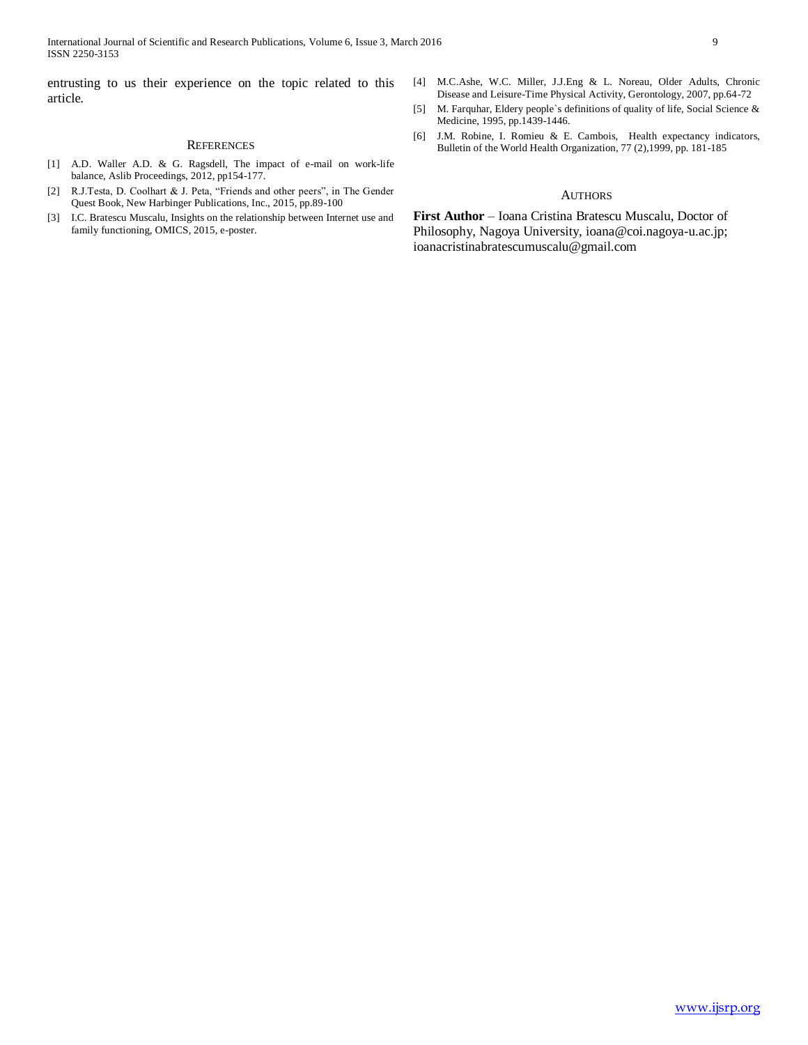entrusting to us their experience on the topic related to this article.

## References

[1] A.D. Waller A.D. & G. Ragsdell, The impact of e-mail on work-life balance, Aslib Proceedings, 2012, pp154-177.

[2] R.J.Testa, D. Coolhart & J. Peta, "Friends and other peers", in The Gender Quest Book, New Harbinger Publications, Inc., 2015, pp.89-100

[3] I.C. Bratescu Muscalu, Insights on the relationship between Internet use and family functioning, OMICS, 2015, e-poster.

[4] M.C.Ashe, W.C. Miller, J.J.Eng & L. Noreau, Older Adults, Chronic Disease and Leisure-Time Physical Activity, Gerontology, 2007, pp.64-72

[5] M. Farquhar, Eldery people`s definitions of quality of life, Social Science & Medicine, 1995, pp.1439-1446.

[6] J.M. Robine, I. Romieu & E. Cambois, Health expectancy indicators, Bulletin of the World Health Organization, 77 (2),1999, pp. 181-185

## Authors

**First Author** – Ioana Cristina Bratescu Muscalu, Doctor of Philosophy, Nagoya University, ioana@coi.nagoya-u.ac.jp; ioanacristinabratescumuscalu@gmail.com